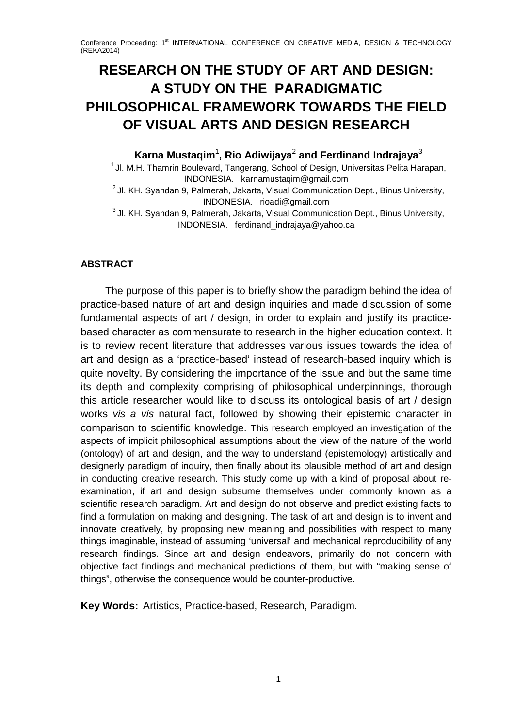# RESEARCH ON THE STUDY OF ART AND DESIGN: A STUDY ON THE PARADIGMATIC PHILOSOPHICAL FRAMEWORK TOWARDS THE FIELD OF VISUAL ARTS AND DESIGN RESEARCH

**Karna Mustaqim**[1]**, Rio Adiwijaya**[2] **and Ferdinand Indrajaya**[3]

[1] Jl. M.H. Thamrin Boulevard, Tangerang, School of Design, Universitas Pelita Harapan, INDONESIA. karnamustaqim@gmail.com

[2] Jl. KH. Syahdan 9, Palmerah, Jakarta, Visual Communication Dept., Binus University, INDONESIA. rioadi@gmail.com

[3] Jl. KH. Syahdan 9, Palmerah, Jakarta, Visual Communication Dept., Binus University, INDONESIA. ferdinand_indrajaya@yahoo.ca

## ABSTRACT

The purpose of this paper is to briefly show the paradigm behind the idea of practice-based nature of art and design inquiries and made discussion of some fundamental aspects of art / design, in order to explain and justify its practice-based character as commensurate to research in the higher education context. It is to review recent literature that addresses various issues towards the idea of art and design as a 'practice-based' instead of research-based inquiry which is quite novelty. By considering the importance of the issue and but the same time its depth and complexity comprising of philosophical underpinnings, thorough this article researcher would like to discuss its ontological basis of art / design works *vis a vis* natural fact, followed by showing their epistemic character in comparison to scientific knowledge. This research employed an investigation of the aspects of implicit philosophical assumptions about the view of the nature of the world (ontology) of art and design, and the way to understand (epistemology) artistically and designerly paradigm of inquiry, then finally about its plausible method of art and design in conducting creative research. This study come up with a kind of proposal about re-examination, if art and design subsume themselves under commonly known as a scientific research paradigm. Art and design do not observe and predict existing facts to find a formulation on making and designing. The task of art and design is to invent and innovate creatively, by proposing new meaning and possibilities with respect to many things imaginable, instead of assuming 'universal' and mechanical reproducibility of any research findings. Since art and design endeavors, primarily do not concern with objective fact findings and mechanical predictions of them, but with "making sense of things", otherwise the consequence would be counter-productive.

**Key Words:** Artistics, Practice-based, Research, Paradigm.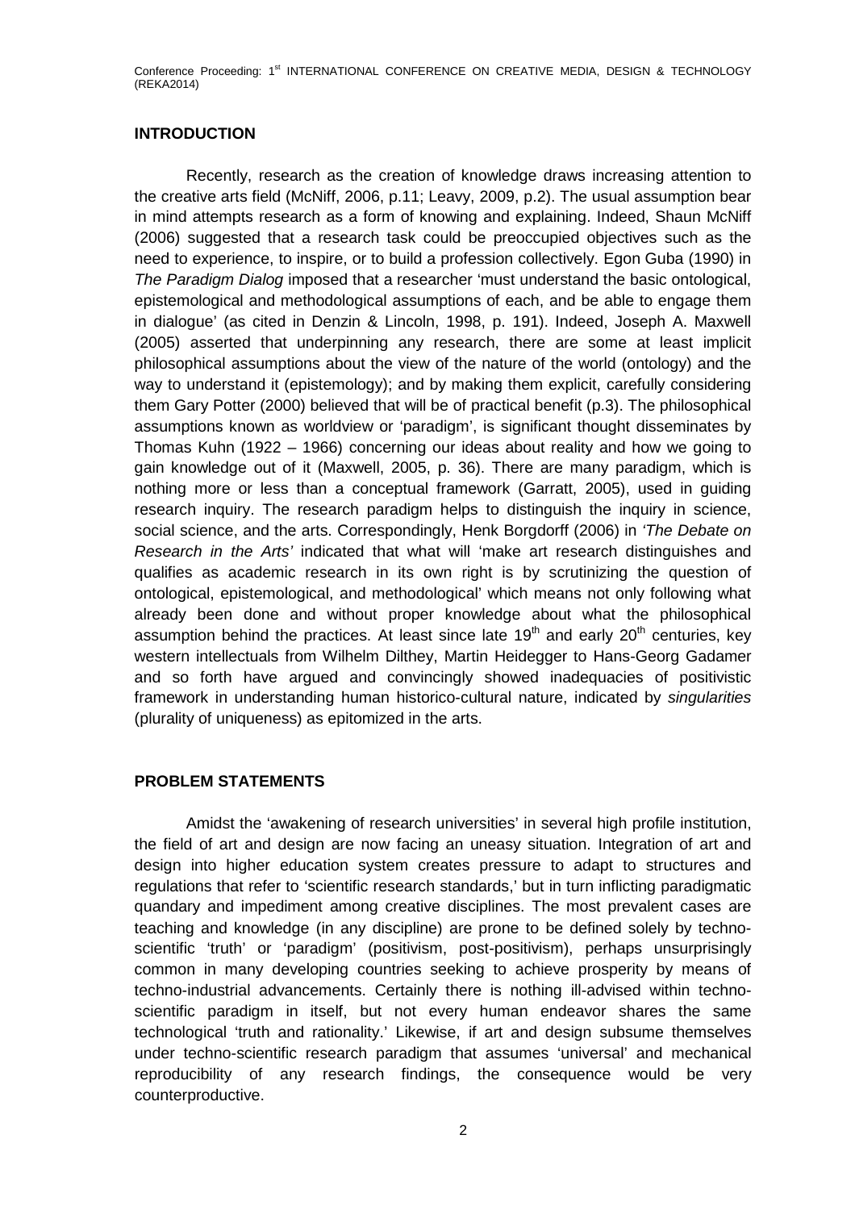## INTRODUCTION

Recently, research as the creation of knowledge draws increasing attention to the creative arts field (McNiff, 2006, p.11; Leavy, 2009, p.2). The usual assumption bear in mind attempts research as a form of knowing and explaining. Indeed, Shaun McNiff (2006) suggested that a research task could be preoccupied objectives such as the need to experience, to inspire, or to build a profession collectively. Egon Guba (1990) in *The Paradigm Dialog* imposed that a researcher 'must understand the basic ontological, epistemological and methodological assumptions of each, and be able to engage them in dialogue' (as cited in Denzin & Lincoln, 1998, p. 191). Indeed, Joseph A. Maxwell (2005) asserted that underpinning any research, there are some at least implicit philosophical assumptions about the view of the nature of the world (ontology) and the way to understand it (epistemology); and by making them explicit, carefully considering them Gary Potter (2000) believed that will be of practical benefit (p.3). The philosophical assumptions known as worldview or 'paradigm', is significant thought disseminates by Thomas Kuhn (1922 – 1966) concerning our ideas about reality and how we going to gain knowledge out of it (Maxwell, 2005, p. 36). There are many paradigm, which is nothing more or less than a conceptual framework (Garratt, 2005), used in guiding research inquiry. The research paradigm helps to distinguish the inquiry in science, social science, and the arts. Correspondingly, Henk Borgdorff (2006) in *'The Debate on Research in the Arts'* indicated that what will 'make art research distinguishes and qualifies as academic research in its own right is by scrutinizing the question of ontological, epistemological, and methodological' which means not only following what already been done and without proper knowledge about what the philosophical assumption behind the practices. At least since late 19th and early 20th centuries, key western intellectuals from Wilhelm Dilthey, Martin Heidegger to Hans-Georg Gadamer and so forth have argued and convincingly showed inadequacies of positivistic framework in understanding human historico-cultural nature, indicated by *singularities* (plurality of uniqueness) as epitomized in the arts.

## PROBLEM STATEMENTS

Amidst the 'awakening of research universities' in several high profile institution, the field of art and design are now facing an uneasy situation. Integration of art and design into higher education system creates pressure to adapt to structures and regulations that refer to 'scientific research standards,' but in turn inflicting paradigmatic quandary and impediment among creative disciplines. The most prevalent cases are teaching and knowledge (in any discipline) are prone to be defined solely by techno-scientific 'truth' or 'paradigm' (positivism, post-positivism), perhaps unsurprisingly common in many developing countries seeking to achieve prosperity by means of techno-industrial advancements. Certainly there is nothing ill-advised within techno-scientific paradigm in itself, but not every human endeavor shares the same technological 'truth and rationality.' Likewise, if art and design subsume themselves under techno-scientific research paradigm that assumes 'universal' and mechanical reproducibility of any research findings, the consequence would be very counterproductive.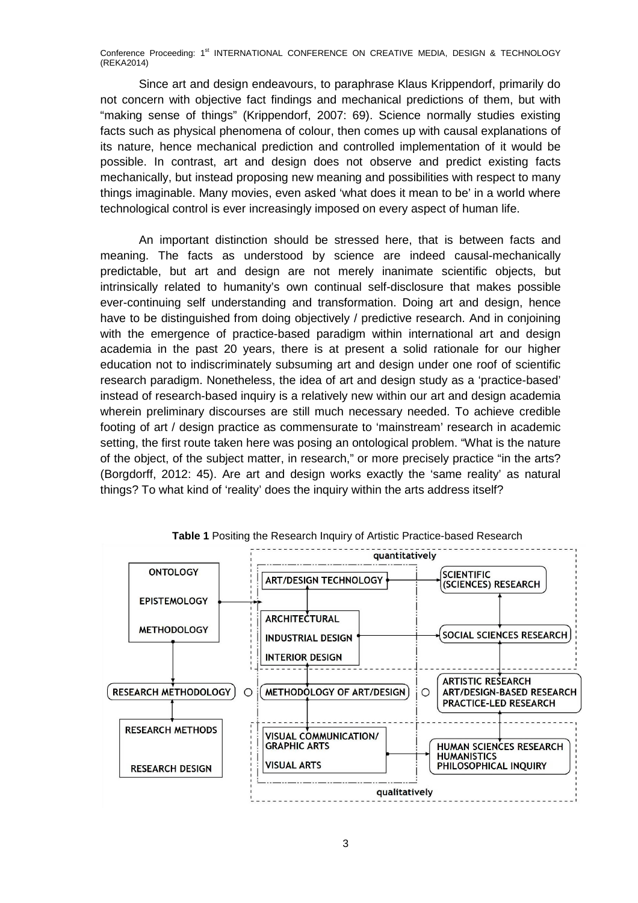Since art and design endeavours, to paraphrase Klaus Krippendorf, primarily do not concern with objective fact findings and mechanical predictions of them, but with "making sense of things" (Krippendorf, 2007: 69). Science normally studies existing facts such as physical phenomena of colour, then comes up with causal explanations of its nature, hence mechanical prediction and controlled implementation of it would be possible. In contrast, art and design does not observe and predict existing facts mechanically, but instead proposing new meaning and possibilities with respect to many things imaginable. Many movies, even asked 'what does it mean to be' in a world where technological control is ever increasingly imposed on every aspect of human life.

An important distinction should be stressed here, that is between facts and meaning. The facts as understood by science are indeed causal-mechanically predictable, but art and design are not merely inanimate scientific objects, but intrinsically related to humanity's own continual self-disclosure that makes possible ever-continuing self understanding and transformation. Doing art and design, hence have to be distinguished from doing objectively / predictive research. And in conjoining with the emergence of practice-based paradigm within international art and design academia in the past 20 years, there is at present a solid rationale for our higher education not to indiscriminately subsuming art and design under one roof of scientific research paradigm. Nonetheless, the idea of art and design study as a 'practice-based' instead of research-based inquiry is a relatively new within our art and design academia wherein preliminary discourses are still much necessary needed. To achieve credible footing of art / design practice as commensurate to 'mainstream' research in academic setting, the first route taken here was posing an ontological problem. "What is the nature of the object, of the subject matter, in research," or more precisely practice "in the arts? (Borgdorff, 2012: 45). Are art and design works exactly the 'same reality' as natural things? To what kind of 'reality' does the inquiry within the arts address itself?

**Table 1** Positing the Research Inquiry of Artistic Practice-based Research

| | quantitatively | |
|---|---|---|
| ONTOLOGY / EPISTEMOLOGY / METHODOLOGY | ART/DESIGN TECHNOLOGY | SCIENTIFIC (SCIENCES) RESEARCH |
| | ARCHITECTURAL / INDUSTRIAL DESIGN / INTERIOR DESIGN | SOCIAL SCIENCES RESEARCH |
| RESEARCH METHODOLOGY | METHODOLOGY OF ART/DESIGN | ARTISTIC RESEARCH / ART/DESIGN-BASED RESEARCH / PRACTICE-LED RESEARCH |
| RESEARCH METHODS / RESEARCH DESIGN | VISUAL COMMUNICATION/ GRAPHIC ARTS / VISUAL ARTS | HUMAN SCIENCES RESEARCH / HUMANISTICS / PHILOSOPHICAL INQUIRY |
| | qualitatively | |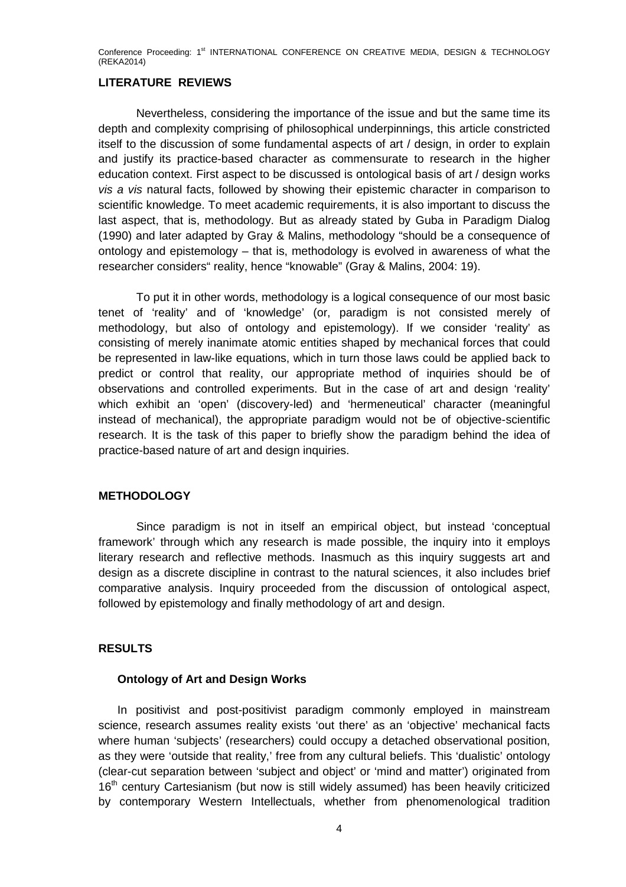## LITERATURE REVIEWS

Nevertheless, considering the importance of the issue and but the same time its depth and complexity comprising of philosophical underpinnings, this article constricted itself to the discussion of some fundamental aspects of art / design, in order to explain and justify its practice-based character as commensurate to research in the higher education context. First aspect to be discussed is ontological basis of art / design works *vis a vis* natural facts, followed by showing their epistemic character in comparison to scientific knowledge. To meet academic requirements, it is also important to discuss the last aspect, that is, methodology. But as already stated by Guba in Paradigm Dialog (1990) and later adapted by Gray & Malins, methodology "should be a consequence of ontology and epistemology – that is, methodology is evolved in awareness of what the researcher considers" reality, hence "knowable" (Gray & Malins, 2004: 19).

To put it in other words, methodology is a logical consequence of our most basic tenet of 'reality' and of 'knowledge' (or, paradigm is not consisted merely of methodology, but also of ontology and epistemology). If we consider 'reality' as consisting of merely inanimate atomic entities shaped by mechanical forces that could be represented in law-like equations, which in turn those laws could be applied back to predict or control that reality, our appropriate method of inquiries should be of observations and controlled experiments. But in the case of art and design 'reality' which exhibit an 'open' (discovery-led) and 'hermeneutical' character (meaningful instead of mechanical), the appropriate paradigm would not be of objective-scientific research. It is the task of this paper to briefly show the paradigm behind the idea of practice-based nature of art and design inquiries.

## METHODOLOGY

Since paradigm is not in itself an empirical object, but instead 'conceptual framework' through which any research is made possible, the inquiry into it employs literary research and reflective methods. Inasmuch as this inquiry suggests art and design as a discrete discipline in contrast to the natural sciences, it also includes brief comparative analysis. Inquiry proceeded from the discussion of ontological aspect, followed by epistemology and finally methodology of art and design.

## RESULTS

### Ontology of Art and Design Works

In positivist and post-positivist paradigm commonly employed in mainstream science, research assumes reality exists 'out there' as an 'objective' mechanical facts where human 'subjects' (researchers) could occupy a detached observational position, as they were 'outside that reality,' free from any cultural beliefs. This 'dualistic' ontology (clear-cut separation between 'subject and object' or 'mind and matter') originated from 16th century Cartesianism (but now is still widely assumed) has been heavily criticized by contemporary Western Intellectuals, whether from phenomenological tradition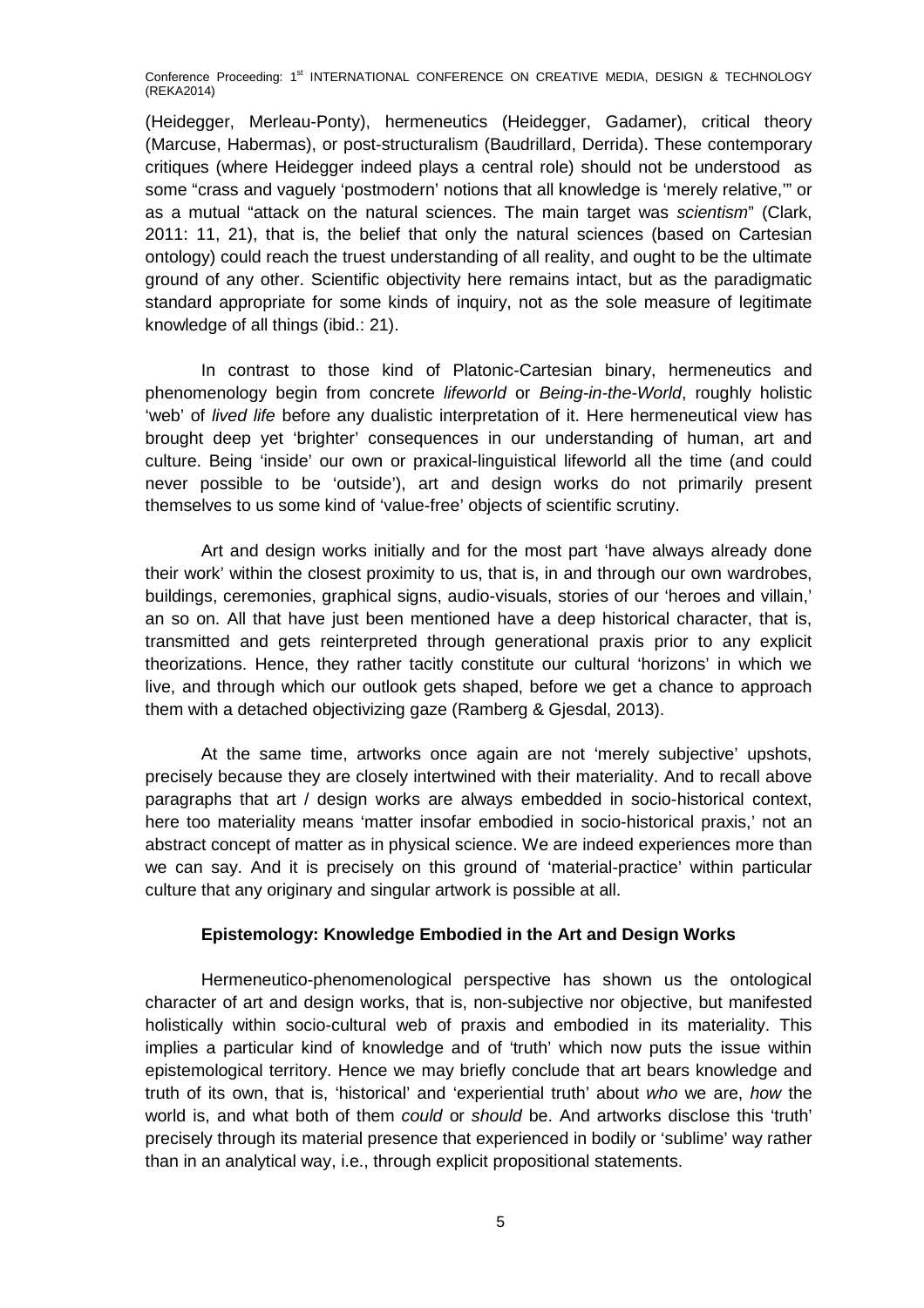(Heidegger, Merleau-Ponty), hermeneutics (Heidegger, Gadamer), critical theory (Marcuse, Habermas), or post-structuralism (Baudrillard, Derrida). These contemporary critiques (where Heidegger indeed plays a central role) should not be understood as some "crass and vaguely 'postmodern' notions that all knowledge is 'merely relative,'" or as a mutual "attack on the natural sciences. The main target was *scientism*" (Clark, 2011: 11, 21), that is, the belief that only the natural sciences (based on Cartesian ontology) could reach the truest understanding of all reality, and ought to be the ultimate ground of any other. Scientific objectivity here remains intact, but as the paradigmatic standard appropriate for some kinds of inquiry, not as the sole measure of legitimate knowledge of all things (ibid.: 21).

In contrast to those kind of Platonic-Cartesian binary, hermeneutics and phenomenology begin from concrete *lifeworld* or *Being-in-the-World*, roughly holistic 'web' of *lived life* before any dualistic interpretation of it. Here hermeneutical view has brought deep yet 'brighter' consequences in our understanding of human, art and culture. Being 'inside' our own or praxical-linguistical lifeworld all the time (and could never possible to be 'outside'), art and design works do not primarily present themselves to us some kind of 'value-free' objects of scientific scrutiny.

Art and design works initially and for the most part 'have always already done their work' within the closest proximity to us, that is, in and through our own wardrobes, buildings, ceremonies, graphical signs, audio-visuals, stories of our 'heroes and villain,' an so on. All that have just been mentioned have a deep historical character, that is, transmitted and gets reinterpreted through generational praxis prior to any explicit theorizations. Hence, they rather tacitly constitute our cultural 'horizons' in which we live, and through which our outlook gets shaped, before we get a chance to approach them with a detached objectivizing gaze (Ramberg & Gjesdal, 2013).

At the same time, artworks once again are not 'merely subjective' upshots, precisely because they are closely intertwined with their materiality. And to recall above paragraphs that art / design works are always embedded in socio-historical context, here too materiality means 'matter insofar embodied in socio-historical praxis,' not an abstract concept of matter as in physical science. We are indeed experiences more than we can say. And it is precisely on this ground of 'material-practice' within particular culture that any originary and singular artwork is possible at all.

## Epistemology: Knowledge Embodied in the Art and Design Works

Hermeneutico-phenomenological perspective has shown us the ontological character of art and design works, that is, non-subjective nor objective, but manifested holistically within socio-cultural web of praxis and embodied in its materiality. This implies a particular kind of knowledge and of 'truth' which now puts the issue within epistemological territory. Hence we may briefly conclude that art bears knowledge and truth of its own, that is, 'historical' and 'experiential truth' about *who* we are, *how* the world is, and what both of them *could* or *should* be. And artworks disclose this 'truth' precisely through its material presence that experienced in bodily or 'sublime' way rather than in an analytical way, i.e., through explicit propositional statements.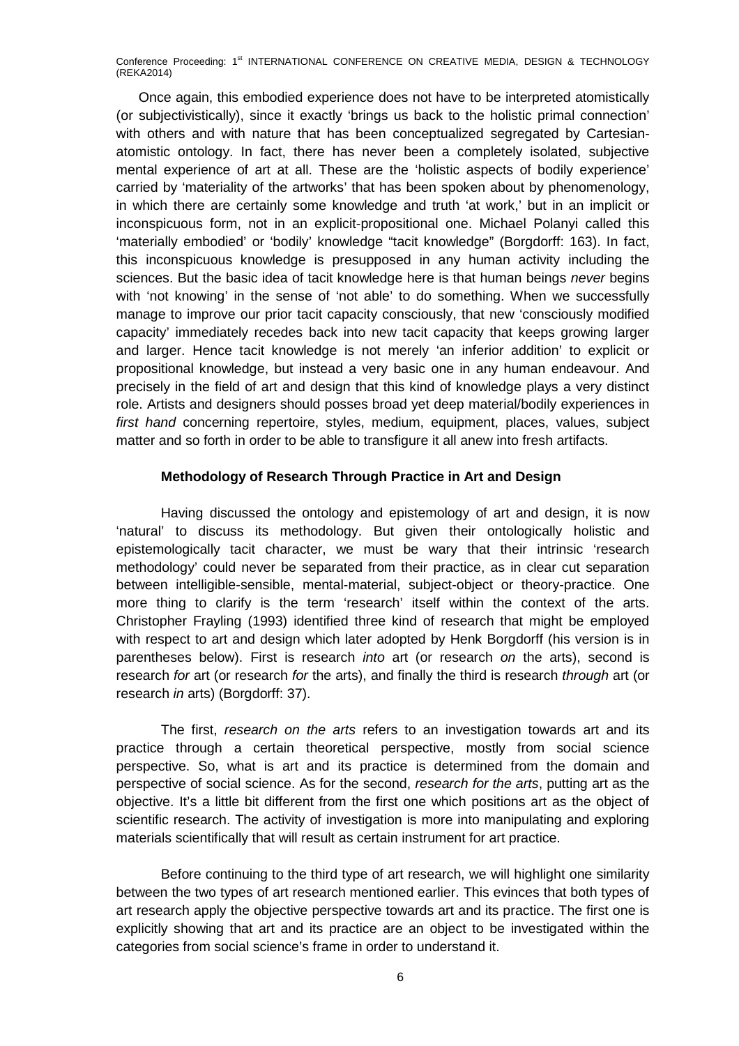Once again, this embodied experience does not have to be interpreted atomistically (or subjectivistically), since it exactly 'brings us back to the holistic primal connection' with others and with nature that has been conceptualized segregated by Cartesian-atomistic ontology. In fact, there has never been a completely isolated, subjective mental experience of art at all. These are the 'holistic aspects of bodily experience' carried by 'materiality of the artworks' that has been spoken about by phenomenology, in which there are certainly some knowledge and truth 'at work,' but in an implicit or inconspicuous form, not in an explicit-propositional one. Michael Polanyi called this 'materially embodied' or 'bodily' knowledge "tacit knowledge" (Borgdorff: 163). In fact, this inconspicuous knowledge is presupposed in any human activity including the sciences. But the basic idea of tacit knowledge here is that human beings *never* begins with 'not knowing' in the sense of 'not able' to do something. When we successfully manage to improve our prior tacit capacity consciously, that new 'consciously modified capacity' immediately recedes back into new tacit capacity that keeps growing larger and larger. Hence tacit knowledge is not merely 'an inferior addition' to explicit or propositional knowledge, but instead a very basic one in any human endeavour. And precisely in the field of art and design that this kind of knowledge plays a very distinct role. Artists and designers should posses broad yet deep material/bodily experiences in *first hand* concerning repertoire, styles, medium, equipment, places, values, subject matter and so forth in order to be able to transfigure it all anew into fresh artifacts.

## Methodology of Research Through Practice in Art and Design

Having discussed the ontology and epistemology of art and design, it is now 'natural' to discuss its methodology. But given their ontologically holistic and epistemologically tacit character, we must be wary that their intrinsic 'research methodology' could never be separated from their practice, as in clear cut separation between intelligible-sensible, mental-material, subject-object or theory-practice. One more thing to clarify is the term 'research' itself within the context of the arts. Christopher Frayling (1993) identified three kind of research that might be employed with respect to art and design which later adopted by Henk Borgdorff (his version is in parentheses below). First is research *into* art (or research *on* the arts), second is research *for* art (or research *for* the arts), and finally the third is research *through* art (or research *in* arts) (Borgdorff: 37).

The first, *research on the arts* refers to an investigation towards art and its practice through a certain theoretical perspective, mostly from social science perspective. So, what is art and its practice is determined from the domain and perspective of social science. As for the second, *research for the arts*, putting art as the objective. It's a little bit different from the first one which positions art as the object of scientific research. The activity of investigation is more into manipulating and exploring materials scientifically that will result as certain instrument for art practice.

Before continuing to the third type of art research, we will highlight one similarity between the two types of art research mentioned earlier. This evinces that both types of art research apply the objective perspective towards art and its practice. The first one is explicitly showing that art and its practice are an object to be investigated within the categories from social science's frame in order to understand it.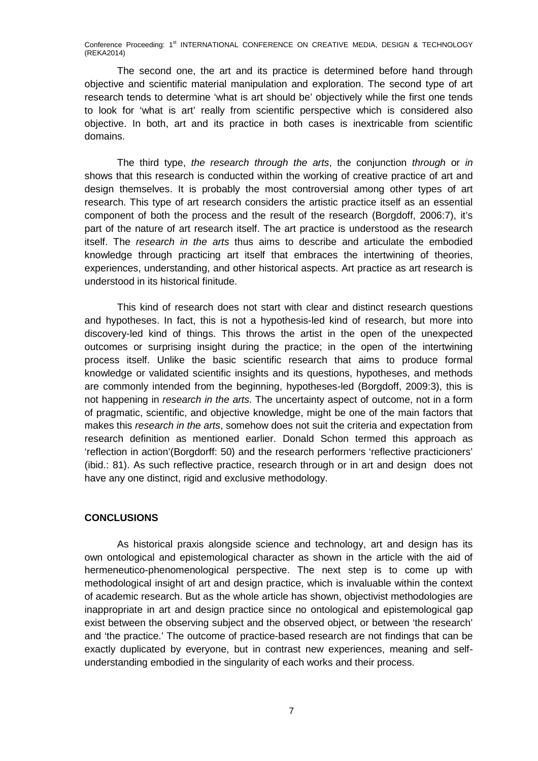The second one, the art and its practice is determined before hand through objective and scientific material manipulation and exploration. The second type of art research tends to determine 'what is art should be' objectively while the first one tends to look for 'what is art' really from scientific perspective which is considered also objective. In both, art and its practice in both cases is inextricable from scientific domains.

The third type, *the research through the arts*, the conjunction *through* or *in* shows that this research is conducted within the working of creative practice of art and design themselves. It is probably the most controversial among other types of art research. This type of art research considers the artistic practice itself as an essential component of both the process and the result of the research (Borgdoff, 2006:7), it's part of the nature of art research itself. The art practice is understood as the research itself. The *research in the arts* thus aims to describe and articulate the embodied knowledge through practicing art itself that embraces the intertwining of theories, experiences, understanding, and other historical aspects. Art practice as art research is understood in its historical finitude.

This kind of research does not start with clear and distinct research questions and hypotheses. In fact, this is not a hypothesis-led kind of research, but more into discovery-led kind of things. This throws the artist in the open of the unexpected outcomes or surprising insight during the practice; in the open of the intertwining process itself. Unlike the basic scientific research that aims to produce formal knowledge or validated scientific insights and its questions, hypotheses, and methods are commonly intended from the beginning, hypotheses-led (Borgdoff, 2009:3), this is not happening in *research in the arts*. The uncertainty aspect of outcome, not in a form of pragmatic, scientific, and objective knowledge, might be one of the main factors that makes this *research in the arts*, somehow does not suit the criteria and expectation from research definition as mentioned earlier. Donald Schon termed this approach as 'reflection in action'(Borgdorff: 50) and the research performers 'reflective practicioners' (ibid.: 81). As such reflective practice, research through or in art and design does not have any one distinct, rigid and exclusive methodology.

## CONCLUSIONS

As historical praxis alongside science and technology, art and design has its own ontological and epistemological character as shown in the article with the aid of hermeneutico-phenomenological perspective. The next step is to come up with methodological insight of art and design practice, which is invaluable within the context of academic research. But as the whole article has shown, objectivist methodologies are inappropriate in art and design practice since no ontological and epistemological gap exist between the observing subject and the observed object, or between 'the research' and 'the practice.' The outcome of practice-based research are not findings that can be exactly duplicated by everyone, but in contrast new experiences, meaning and self-understanding embodied in the singularity of each works and their process.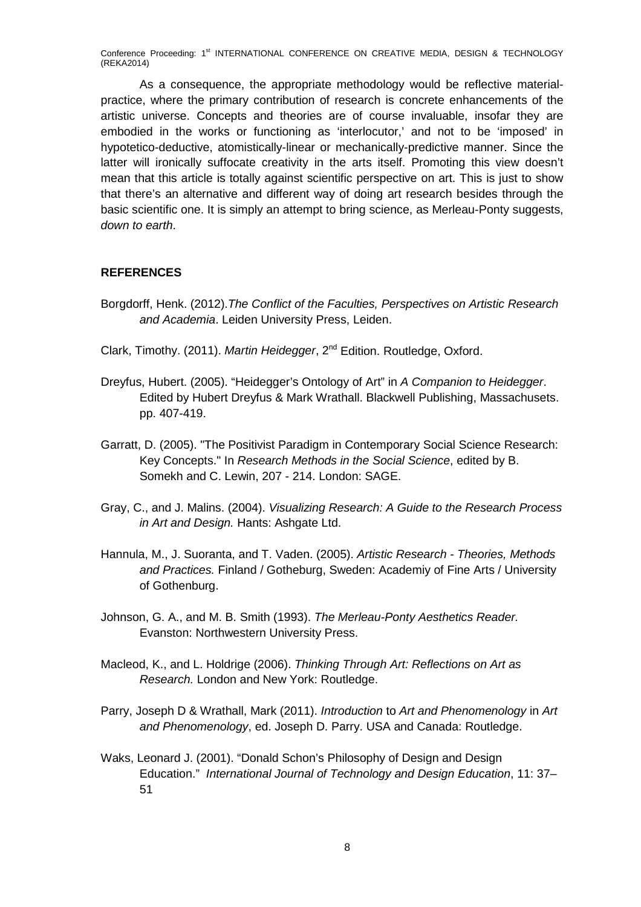As a consequence, the appropriate methodology would be reflective material-practice, where the primary contribution of research is concrete enhancements of the artistic universe. Concepts and theories are of course invaluable, insofar they are embodied in the works or functioning as 'interlocutor,' and not to be 'imposed' in hypotetico-deductive, atomistically-linear or mechanically-predictive manner. Since the latter will ironically suffocate creativity in the arts itself. Promoting this view doesn't mean that this article is totally against scientific perspective on art. This is just to show that there's an alternative and different way of doing art research besides through the basic scientific one. It is simply an attempt to bring science, as Merleau-Ponty suggests, *down to earth*.

## REFERENCES

Borgdorff, Henk. (2012).*The Conflict of the Faculties, Perspectives on Artistic Research and Academia*. Leiden University Press, Leiden.

Clark, Timothy. (2011). *Martin Heidegger*, 2nd Edition. Routledge, Oxford.

Dreyfus, Hubert. (2005). "Heidegger's Ontology of Art" in *A Companion to Heidegger*. Edited by Hubert Dreyfus & Mark Wrathall. Blackwell Publishing, Massachusets. pp. 407-419.

Garratt, D. (2005). "The Positivist Paradigm in Contemporary Social Science Research: Key Concepts." In *Research Methods in the Social Science*, edited by B. Somekh and C. Lewin, 207 - 214. London: SAGE.

Gray, C., and J. Malins. (2004). *Visualizing Research: A Guide to the Research Process in Art and Design.* Hants: Ashgate Ltd.

Hannula, M., J. Suoranta, and T. Vaden. (2005). *Artistic Research - Theories, Methods and Practices.* Finland / Gotheburg, Sweden: Academiy of Fine Arts / University of Gothenburg.

Johnson, G. A., and M. B. Smith (1993). *The Merleau-Ponty Aesthetics Reader.* Evanston: Northwestern University Press.

Macleod, K., and L. Holdrige (2006). *Thinking Through Art: Reflections on Art as Research.* London and New York: Routledge.

Parry, Joseph D & Wrathall, Mark (2011). *Introduction* to *Art and Phenomenology* in *Art and Phenomenology*, ed. Joseph D. Parry. USA and Canada: Routledge.

Waks, Leonard J. (2001). "Donald Schon's Philosophy of Design and Design Education." *International Journal of Technology and Design Education*, 11: 37–51